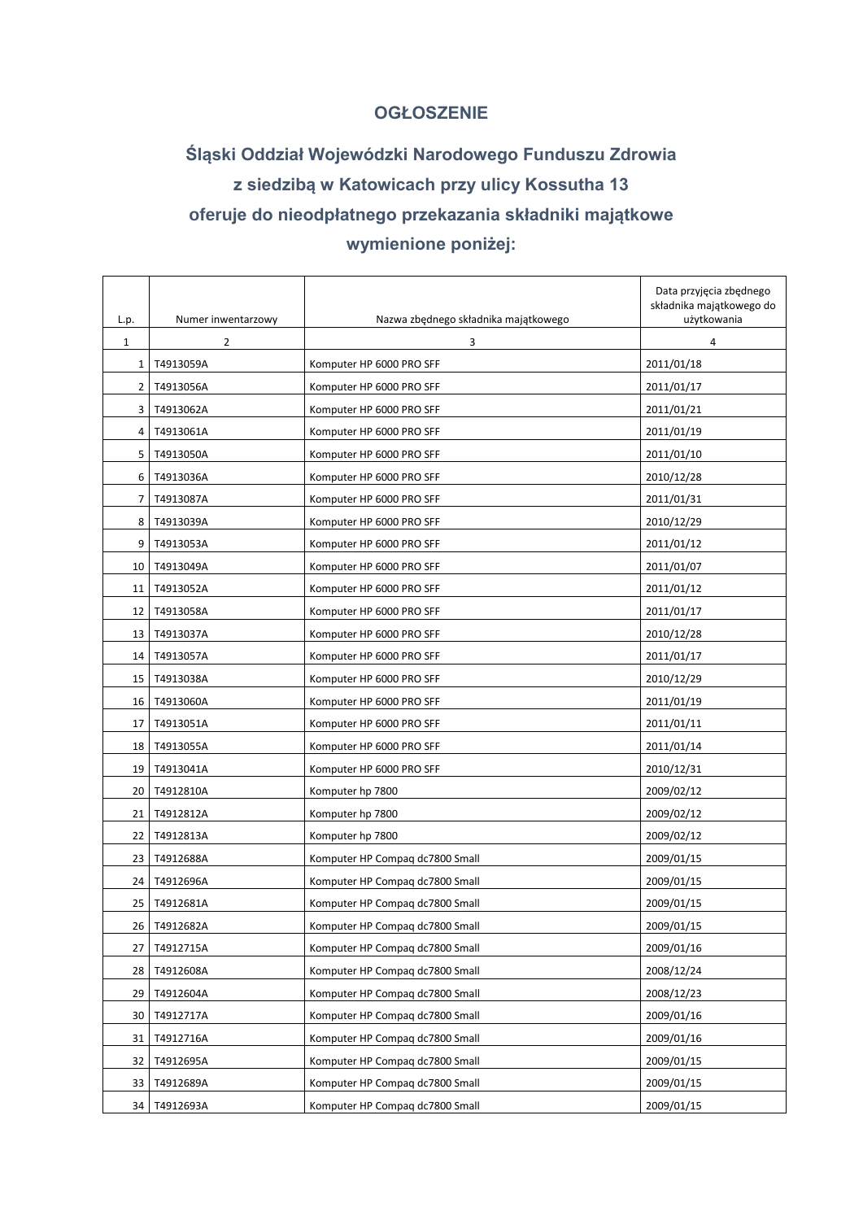# OGŁOSZENIE

## Śląski Oddział Wojewódzki Narodowego Funduszu Zdrowia z siedzibą w Katowicach przy ulicy Kossutha 13 oferuje do nieodpłatnego przekazania składniki majątkowe wymienione poniżej:

| L.p. | Numer inwentarzowy | Nazwa zbędnego składnika majątkowego | Data przyjęcia zbędnego składnika majątkowego do użytkowania |
|---|---|---|---|
| 1 | 2 | 3 | 4 |
| 1 | T4913059A | Komputer HP 6000 PRO SFF | 2011/01/18 |
| 2 | T4913056A | Komputer HP 6000 PRO SFF | 2011/01/17 |
| 3 | T4913062A | Komputer HP 6000 PRO SFF | 2011/01/21 |
| 4 | T4913061A | Komputer HP 6000 PRO SFF | 2011/01/19 |
| 5 | T4913050A | Komputer HP 6000 PRO SFF | 2011/01/10 |
| 6 | T4913036A | Komputer HP 6000 PRO SFF | 2010/12/28 |
| 7 | T4913087A | Komputer HP 6000 PRO SFF | 2011/01/31 |
| 8 | T4913039A | Komputer HP 6000 PRO SFF | 2010/12/29 |
| 9 | T4913053A | Komputer HP 6000 PRO SFF | 2011/01/12 |
| 10 | T4913049A | Komputer HP 6000 PRO SFF | 2011/01/07 |
| 11 | T4913052A | Komputer HP 6000 PRO SFF | 2011/01/12 |
| 12 | T4913058A | Komputer HP 6000 PRO SFF | 2011/01/17 |
| 13 | T4913037A | Komputer HP 6000 PRO SFF | 2010/12/28 |
| 14 | T4913057A | Komputer HP 6000 PRO SFF | 2011/01/17 |
| 15 | T4913038A | Komputer HP 6000 PRO SFF | 2010/12/29 |
| 16 | T4913060A | Komputer HP 6000 PRO SFF | 2011/01/19 |
| 17 | T4913051A | Komputer HP 6000 PRO SFF | 2011/01/11 |
| 18 | T4913055A | Komputer HP 6000 PRO SFF | 2011/01/14 |
| 19 | T4913041A | Komputer HP 6000 PRO SFF | 2010/12/31 |
| 20 | T4912810A | Komputer hp 7800 | 2009/02/12 |
| 21 | T4912812A | Komputer hp 7800 | 2009/02/12 |
| 22 | T4912813A | Komputer hp 7800 | 2009/02/12 |
| 23 | T4912688A | Komputer HP Compaq dc7800 Small | 2009/01/15 |
| 24 | T4912696A | Komputer HP Compaq dc7800 Small | 2009/01/15 |
| 25 | T4912681A | Komputer HP Compaq dc7800 Small | 2009/01/15 |
| 26 | T4912682A | Komputer HP Compaq dc7800 Small | 2009/01/15 |
| 27 | T4912715A | Komputer HP Compaq dc7800 Small | 2009/01/16 |
| 28 | T4912608A | Komputer HP Compaq dc7800 Small | 2008/12/24 |
| 29 | T4912604A | Komputer HP Compaq dc7800 Small | 2008/12/23 |
| 30 | T4912717A | Komputer HP Compaq dc7800 Small | 2009/01/16 |
| 31 | T4912716A | Komputer HP Compaq dc7800 Small | 2009/01/16 |
| 32 | T4912695A | Komputer HP Compaq dc7800 Small | 2009/01/15 |
| 33 | T4912689A | Komputer HP Compaq dc7800 Small | 2009/01/15 |
| 34 | T4912693A | Komputer HP Compaq dc7800 Small | 2009/01/15 |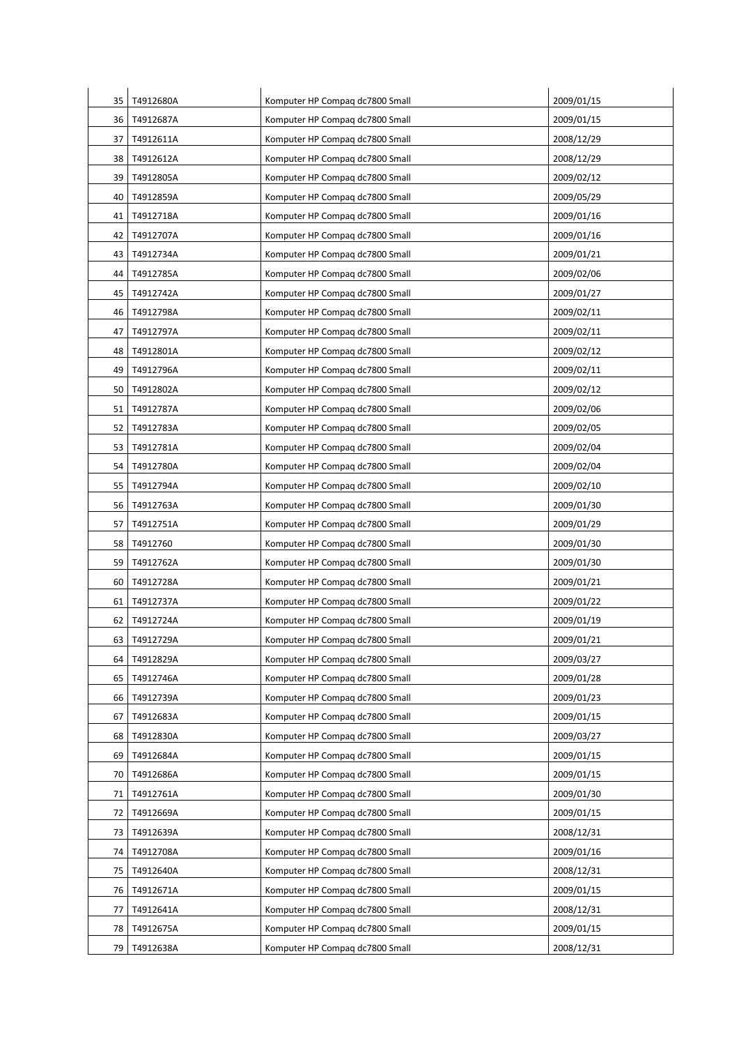| 35 | T4912680A | Komputer HP Compaq dc7800 Small | 2009/01/15 |
|---|---|---|---|
| 36 | T4912687A | Komputer HP Compaq dc7800 Small | 2009/01/15 |
| 37 | T4912611A | Komputer HP Compaq dc7800 Small | 2008/12/29 |
| 38 | T4912612A | Komputer HP Compaq dc7800 Small | 2008/12/29 |
| 39 | T4912805A | Komputer HP Compaq dc7800 Small | 2009/02/12 |
| 40 | T4912859A | Komputer HP Compaq dc7800 Small | 2009/05/29 |
| 41 | T4912718A | Komputer HP Compaq dc7800 Small | 2009/01/16 |
| 42 | T4912707A | Komputer HP Compaq dc7800 Small | 2009/01/16 |
| 43 | T4912734A | Komputer HP Compaq dc7800 Small | 2009/01/21 |
| 44 | T4912785A | Komputer HP Compaq dc7800 Small | 2009/02/06 |
| 45 | T4912742A | Komputer HP Compaq dc7800 Small | 2009/01/27 |
| 46 | T4912798A | Komputer HP Compaq dc7800 Small | 2009/02/11 |
| 47 | T4912797A | Komputer HP Compaq dc7800 Small | 2009/02/11 |
| 48 | T4912801A | Komputer HP Compaq dc7800 Small | 2009/02/12 |
| 49 | T4912796A | Komputer HP Compaq dc7800 Small | 2009/02/11 |
| 50 | T4912802A | Komputer HP Compaq dc7800 Small | 2009/02/12 |
| 51 | T4912787A | Komputer HP Compaq dc7800 Small | 2009/02/06 |
| 52 | T4912783A | Komputer HP Compaq dc7800 Small | 2009/02/05 |
| 53 | T4912781A | Komputer HP Compaq dc7800 Small | 2009/02/04 |
| 54 | T4912780A | Komputer HP Compaq dc7800 Small | 2009/02/04 |
| 55 | T4912794A | Komputer HP Compaq dc7800 Small | 2009/02/10 |
| 56 | T4912763A | Komputer HP Compaq dc7800 Small | 2009/01/30 |
| 57 | T4912751A | Komputer HP Compaq dc7800 Small | 2009/01/29 |
| 58 | T4912760 | Komputer HP Compaq dc7800 Small | 2009/01/30 |
| 59 | T4912762A | Komputer HP Compaq dc7800 Small | 2009/01/30 |
| 60 | T4912728A | Komputer HP Compaq dc7800 Small | 2009/01/21 |
| 61 | T4912737A | Komputer HP Compaq dc7800 Small | 2009/01/22 |
| 62 | T4912724A | Komputer HP Compaq dc7800 Small | 2009/01/19 |
| 63 | T4912729A | Komputer HP Compaq dc7800 Small | 2009/01/21 |
| 64 | T4912829A | Komputer HP Compaq dc7800 Small | 2009/03/27 |
| 65 | T4912746A | Komputer HP Compaq dc7800 Small | 2009/01/28 |
| 66 | T4912739A | Komputer HP Compaq dc7800 Small | 2009/01/23 |
| 67 | T4912683A | Komputer HP Compaq dc7800 Small | 2009/01/15 |
| 68 | T4912830A | Komputer HP Compaq dc7800 Small | 2009/03/27 |
| 69 | T4912684A | Komputer HP Compaq dc7800 Small | 2009/01/15 |
| 70 | T4912686A | Komputer HP Compaq dc7800 Small | 2009/01/15 |
| 71 | T4912761A | Komputer HP Compaq dc7800 Small | 2009/01/30 |
| 72 | T4912669A | Komputer HP Compaq dc7800 Small | 2009/01/15 |
| 73 | T4912639A | Komputer HP Compaq dc7800 Small | 2008/12/31 |
| 74 | T4912708A | Komputer HP Compaq dc7800 Small | 2009/01/16 |
| 75 | T4912640A | Komputer HP Compaq dc7800 Small | 2008/12/31 |
| 76 | T4912671A | Komputer HP Compaq dc7800 Small | 2009/01/15 |
| 77 | T4912641A | Komputer HP Compaq dc7800 Small | 2008/12/31 |
| 78 | T4912675A | Komputer HP Compaq dc7800 Small | 2009/01/15 |
| 79 | T4912638A | Komputer HP Compaq dc7800 Small | 2008/12/31 |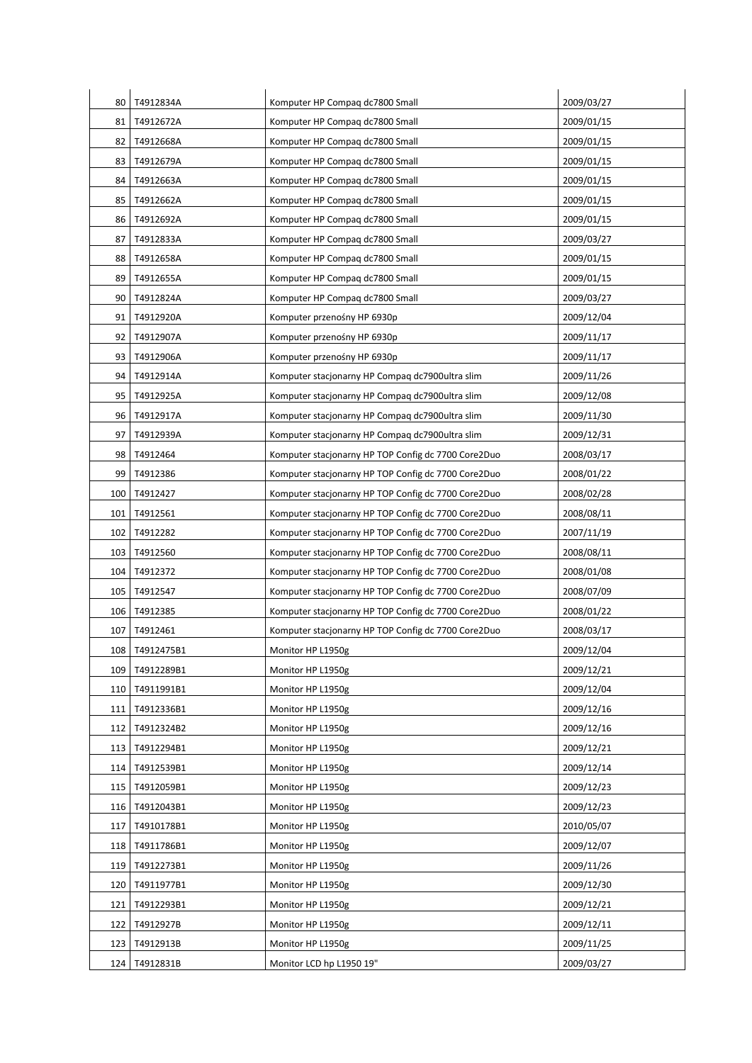| 80 | T4912834A | Komputer HP Compaq dc7800 Small | 2009/03/27 |
|---|---|---|---|
| 81 | T4912672A | Komputer HP Compaq dc7800 Small | 2009/01/15 |
| 82 | T4912668A | Komputer HP Compaq dc7800 Small | 2009/01/15 |
| 83 | T4912679A | Komputer HP Compaq dc7800 Small | 2009/01/15 |
| 84 | T4912663A | Komputer HP Compaq dc7800 Small | 2009/01/15 |
| 85 | T4912662A | Komputer HP Compaq dc7800 Small | 2009/01/15 |
| 86 | T4912692A | Komputer HP Compaq dc7800 Small | 2009/01/15 |
| 87 | T4912833A | Komputer HP Compaq dc7800 Small | 2009/03/27 |
| 88 | T4912658A | Komputer HP Compaq dc7800 Small | 2009/01/15 |
| 89 | T4912655A | Komputer HP Compaq dc7800 Small | 2009/01/15 |
| 90 | T4912824A | Komputer HP Compaq dc7800 Small | 2009/03/27 |
| 91 | T4912920A | Komputer przenośny HP 6930p | 2009/12/04 |
| 92 | T4912907A | Komputer przenośny HP 6930p | 2009/11/17 |
| 93 | T4912906A | Komputer przenośny HP 6930p | 2009/11/17 |
| 94 | T4912914A | Komputer stacjonarny HP Compaq dc7900ultra slim | 2009/11/26 |
| 95 | T4912925A | Komputer stacjonarny HP Compaq dc7900ultra slim | 2009/12/08 |
| 96 | T4912917A | Komputer stacjonarny HP Compaq dc7900ultra slim | 2009/11/30 |
| 97 | T4912939A | Komputer stacjonarny HP Compaq dc7900ultra slim | 2009/12/31 |
| 98 | T4912464 | Komputer stacjonarny HP TOP Config dc 7700 Core2Duo | 2008/03/17 |
| 99 | T4912386 | Komputer stacjonarny HP TOP Config dc 7700 Core2Duo | 2008/01/22 |
| 100 | T4912427 | Komputer stacjonarny HP TOP Config dc 7700 Core2Duo | 2008/02/28 |
| 101 | T4912561 | Komputer stacjonarny HP TOP Config dc 7700 Core2Duo | 2008/08/11 |
| 102 | T4912282 | Komputer stacjonarny HP TOP Config dc 7700 Core2Duo | 2007/11/19 |
| 103 | T4912560 | Komputer stacjonarny HP TOP Config dc 7700 Core2Duo | 2008/08/11 |
| 104 | T4912372 | Komputer stacjonarny HP TOP Config dc 7700 Core2Duo | 2008/01/08 |
| 105 | T4912547 | Komputer stacjonarny HP TOP Config dc 7700 Core2Duo | 2008/07/09 |
| 106 | T4912385 | Komputer stacjonarny HP TOP Config dc 7700 Core2Duo | 2008/01/22 |
| 107 | T4912461 | Komputer stacjonarny HP TOP Config dc 7700 Core2Duo | 2008/03/17 |
| 108 | T4912475B1 | Monitor HP L1950g | 2009/12/04 |
| 109 | T4912289B1 | Monitor HP L1950g | 2009/12/21 |
| 110 | T4911991B1 | Monitor HP L1950g | 2009/12/04 |
| 111 | T4912336B1 | Monitor HP L1950g | 2009/12/16 |
| 112 | T4912324B2 | Monitor HP L1950g | 2009/12/16 |
| 113 | T4912294B1 | Monitor HP L1950g | 2009/12/21 |
| 114 | T4912539B1 | Monitor HP L1950g | 2009/12/14 |
| 115 | T4912059B1 | Monitor HP L1950g | 2009/12/23 |
| 116 | T4912043B1 | Monitor HP L1950g | 2009/12/23 |
| 117 | T4910178B1 | Monitor HP L1950g | 2010/05/07 |
| 118 | T4911786B1 | Monitor HP L1950g | 2009/12/07 |
| 119 | T4912273B1 | Monitor HP L1950g | 2009/11/26 |
| 120 | T4911977B1 | Monitor HP L1950g | 2009/12/30 |
| 121 | T4912293B1 | Monitor HP L1950g | 2009/12/21 |
| 122 | T4912927B | Monitor HP L1950g | 2009/12/11 |
| 123 | T4912913B | Monitor HP L1950g | 2009/11/25 |
| 124 | T4912831B | Monitor LCD hp L1950 19" | 2009/03/27 |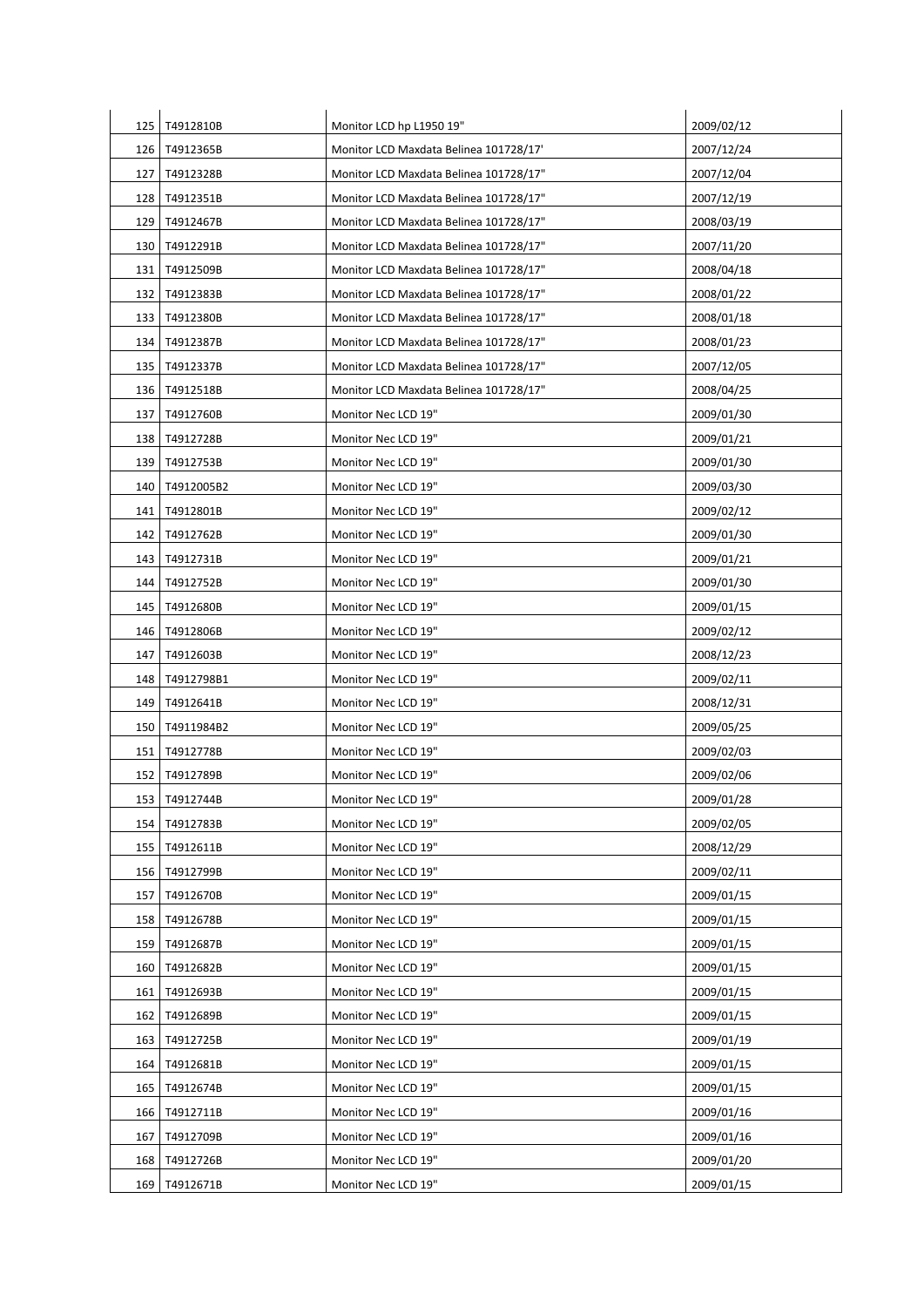| 125 | T4912810B | Monitor LCD hp L1950 19" | 2009/02/12 |
|---|---|---|---|
| 126 | T4912365B | Monitor LCD Maxdata Belinea 101728/17' | 2007/12/24 |
| 127 | T4912328B | Monitor LCD Maxdata Belinea 101728/17" | 2007/12/04 |
| 128 | T4912351B | Monitor LCD Maxdata Belinea 101728/17" | 2007/12/19 |
| 129 | T4912467B | Monitor LCD Maxdata Belinea 101728/17" | 2008/03/19 |
| 130 | T4912291B | Monitor LCD Maxdata Belinea 101728/17" | 2007/11/20 |
| 131 | T4912509B | Monitor LCD Maxdata Belinea 101728/17" | 2008/04/18 |
| 132 | T4912383B | Monitor LCD Maxdata Belinea 101728/17" | 2008/01/22 |
| 133 | T4912380B | Monitor LCD Maxdata Belinea 101728/17" | 2008/01/18 |
| 134 | T4912387B | Monitor LCD Maxdata Belinea 101728/17" | 2008/01/23 |
| 135 | T4912337B | Monitor LCD Maxdata Belinea 101728/17" | 2007/12/05 |
| 136 | T4912518B | Monitor LCD Maxdata Belinea 101728/17" | 2008/04/25 |
| 137 | T4912760B | Monitor Nec LCD 19" | 2009/01/30 |
| 138 | T4912728B | Monitor Nec LCD 19" | 2009/01/21 |
| 139 | T4912753B | Monitor Nec LCD 19" | 2009/01/30 |
| 140 | T4912005B2 | Monitor Nec LCD 19" | 2009/03/30 |
| 141 | T4912801B | Monitor Nec LCD 19" | 2009/02/12 |
| 142 | T4912762B | Monitor Nec LCD 19" | 2009/01/30 |
| 143 | T4912731B | Monitor Nec LCD 19" | 2009/01/21 |
| 144 | T4912752B | Monitor Nec LCD 19" | 2009/01/30 |
| 145 | T4912680B | Monitor Nec LCD 19" | 2009/01/15 |
| 146 | T4912806B | Monitor Nec LCD 19" | 2009/02/12 |
| 147 | T4912603B | Monitor Nec LCD 19" | 2008/12/23 |
| 148 | T4912798B1 | Monitor Nec LCD 19" | 2009/02/11 |
| 149 | T4912641B | Monitor Nec LCD 19" | 2008/12/31 |
| 150 | T4911984B2 | Monitor Nec LCD 19" | 2009/05/25 |
| 151 | T4912778B | Monitor Nec LCD 19" | 2009/02/03 |
| 152 | T4912789B | Monitor Nec LCD 19" | 2009/02/06 |
| 153 | T4912744B | Monitor Nec LCD 19" | 2009/01/28 |
| 154 | T4912783B | Monitor Nec LCD 19" | 2009/02/05 |
| 155 | T4912611B | Monitor Nec LCD 19" | 2008/12/29 |
| 156 | T4912799B | Monitor Nec LCD 19" | 2009/02/11 |
| 157 | T4912670B | Monitor Nec LCD 19" | 2009/01/15 |
| 158 | T4912678B | Monitor Nec LCD 19" | 2009/01/15 |
| 159 | T4912687B | Monitor Nec LCD 19" | 2009/01/15 |
| 160 | T4912682B | Monitor Nec LCD 19" | 2009/01/15 |
| 161 | T4912693B | Monitor Nec LCD 19" | 2009/01/15 |
| 162 | T4912689B | Monitor Nec LCD 19" | 2009/01/15 |
| 163 | T4912725B | Monitor Nec LCD 19" | 2009/01/19 |
| 164 | T4912681B | Monitor Nec LCD 19" | 2009/01/15 |
| 165 | T4912674B | Monitor Nec LCD 19" | 2009/01/15 |
| 166 | T4912711B | Monitor Nec LCD 19" | 2009/01/16 |
| 167 | T4912709B | Monitor Nec LCD 19" | 2009/01/16 |
| 168 | T4912726B | Monitor Nec LCD 19" | 2009/01/20 |
| 169 | T4912671B | Monitor Nec LCD 19" | 2009/01/15 |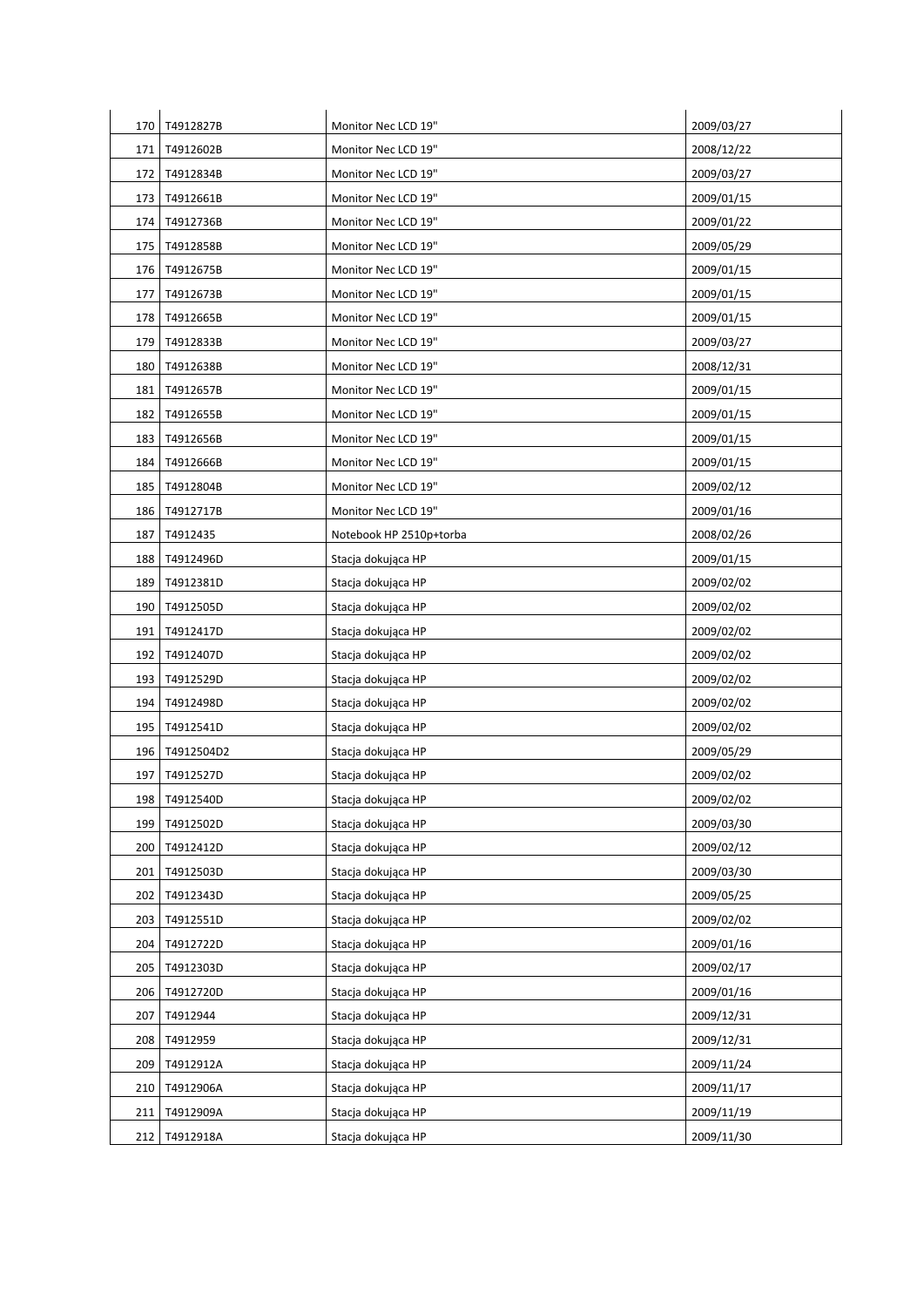| | | | |
|---|---|---|---|
| 170 | T4912827B | Monitor Nec LCD 19" | 2009/03/27 |
| 171 | T4912602B | Monitor Nec LCD 19" | 2008/12/22 |
| 172 | T4912834B | Monitor Nec LCD 19" | 2009/03/27 |
| 173 | T4912661B | Monitor Nec LCD 19" | 2009/01/15 |
| 174 | T4912736B | Monitor Nec LCD 19" | 2009/01/22 |
| 175 | T4912858B | Monitor Nec LCD 19" | 2009/05/29 |
| 176 | T4912675B | Monitor Nec LCD 19" | 2009/01/15 |
| 177 | T4912673B | Monitor Nec LCD 19" | 2009/01/15 |
| 178 | T4912665B | Monitor Nec LCD 19" | 2009/01/15 |
| 179 | T4912833B | Monitor Nec LCD 19" | 2009/03/27 |
| 180 | T4912638B | Monitor Nec LCD 19" | 2008/12/31 |
| 181 | T4912657B | Monitor Nec LCD 19" | 2009/01/15 |
| 182 | T4912655B | Monitor Nec LCD 19" | 2009/01/15 |
| 183 | T4912656B | Monitor Nec LCD 19" | 2009/01/15 |
| 184 | T4912666B | Monitor Nec LCD 19" | 2009/01/15 |
| 185 | T4912804B | Monitor Nec LCD 19" | 2009/02/12 |
| 186 | T4912717B | Monitor Nec LCD 19" | 2009/01/16 |
| 187 | T4912435 | Notebook HP 2510p+torba | 2008/02/26 |
| 188 | T4912496D | Stacja dokująca HP | 2009/01/15 |
| 189 | T4912381D | Stacja dokująca HP | 2009/02/02 |
| 190 | T4912505D | Stacja dokująca HP | 2009/02/02 |
| 191 | T4912417D | Stacja dokująca HP | 2009/02/02 |
| 192 | T4912407D | Stacja dokująca HP | 2009/02/02 |
| 193 | T4912529D | Stacja dokująca HP | 2009/02/02 |
| 194 | T4912498D | Stacja dokująca HP | 2009/02/02 |
| 195 | T4912541D | Stacja dokująca HP | 2009/02/02 |
| 196 | T4912504D2 | Stacja dokująca HP | 2009/05/29 |
| 197 | T4912527D | Stacja dokująca HP | 2009/02/02 |
| 198 | T4912540D | Stacja dokująca HP | 2009/02/02 |
| 199 | T4912502D | Stacja dokująca HP | 2009/03/30 |
| 200 | T4912412D | Stacja dokująca HP | 2009/02/12 |
| 201 | T4912503D | Stacja dokująca HP | 2009/03/30 |
| 202 | T4912343D | Stacja dokująca HP | 2009/05/25 |
| 203 | T4912551D | Stacja dokująca HP | 2009/02/02 |
| 204 | T4912722D | Stacja dokująca HP | 2009/01/16 |
| 205 | T4912303D | Stacja dokująca HP | 2009/02/17 |
| 206 | T4912720D | Stacja dokująca HP | 2009/01/16 |
| 207 | T4912944 | Stacja dokująca HP | 2009/12/31 |
| 208 | T4912959 | Stacja dokująca HP | 2009/12/31 |
| 209 | T4912912A | Stacja dokująca HP | 2009/11/24 |
| 210 | T4912906A | Stacja dokująca HP | 2009/11/17 |
| 211 | T4912909A | Stacja dokująca HP | 2009/11/19 |
| 212 | T4912918A | Stacja dokująca HP | 2009/11/30 |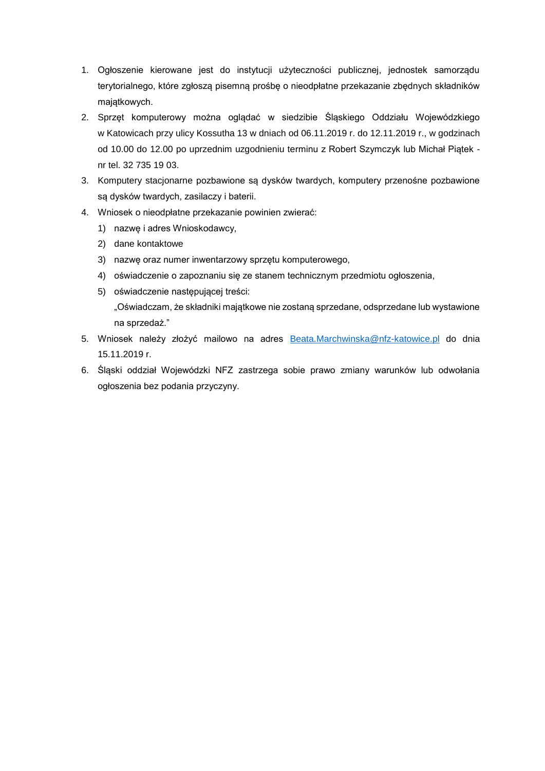1. Ogłoszenie kierowane jest do instytucji użyteczności publicznej, jednostek samorządu terytorialnego, które zgłoszą pisemną prośbę o nieodpłatne przekazanie zbędnych składników majątkowych.
2. Sprzęt komputerowy można oglądać w siedzibie Śląskiego Oddziału Wojewódzkiego w Katowicach przy ulicy Kossutha 13 w dniach od 06.11.2019 r. do 12.11.2019 r., w godzinach od 10.00 do 12.00 po uprzednim uzgodnieniu terminu z Robert Szymczyk lub Michał Piątek - nr tel. 32 735 19 03.
3. Komputery stacjonarne pozbawione są dysków twardych, komputery przenośne pozbawione są dysków twardych, zasilaczy i baterii.
4. Wniosek o nieodpłatne przekazanie powinien zwierać:
   1) nazwę i adres Wnioskodawcy,
   2) dane kontaktowe
   3) nazwę oraz numer inwentarzowy sprzętu komputerowego,
   4) oświadczenie o zapoznaniu się ze stanem technicznym przedmiotu ogłoszenia,
   5) oświadczenie następującej treści:
      „Oświadczam, że składniki majątkowe nie zostaną sprzedane, odsprzedane lub wystawione na sprzedaż.”
5. Wniosek należy złożyć mailowo na adres Beata.Marchwinska@nfz-katowice.pl do dnia 15.11.2019 r.
6. Śląski oddział Wojewódzki NFZ zastrzega sobie prawo zmiany warunków lub odwołania ogłoszenia bez podania przyczyny.